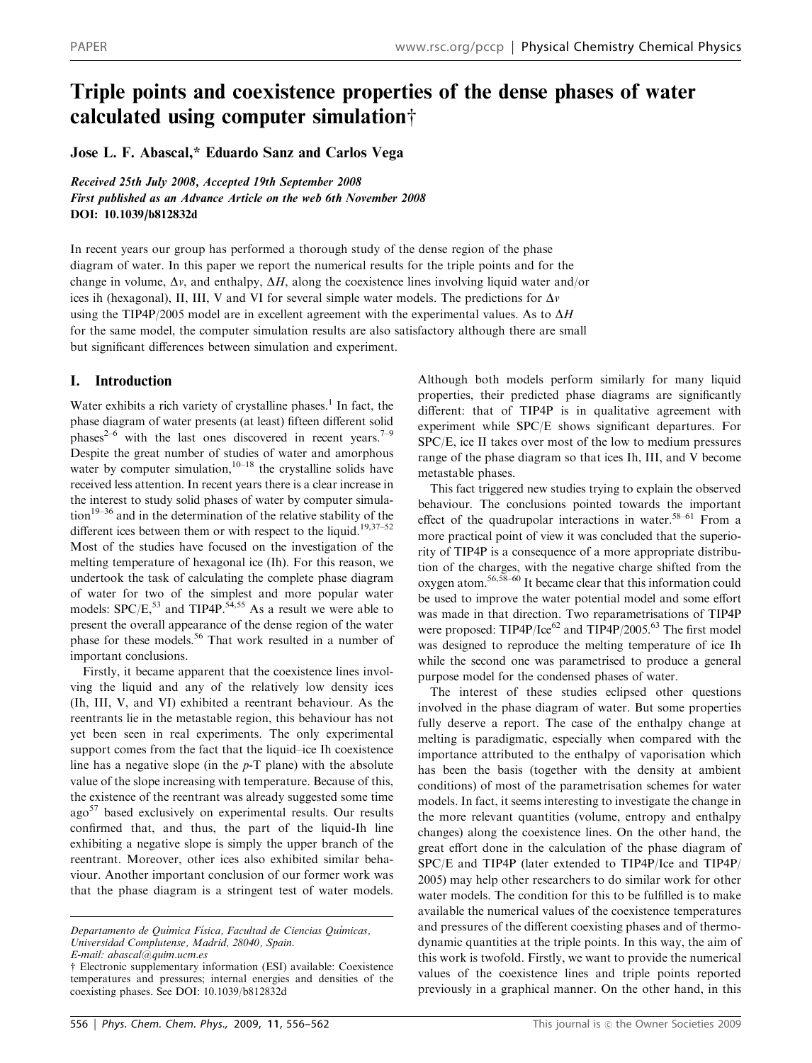# Triple points and coexistence properties of the dense phases of water calculated using computer simulation†

**Jose L. F. Abascal,* Eduardo Sanz and Carlos Vega**

*Received 25th July 2008, Accepted 19th September 2008*
*First published as an Advance Article on the web 6th November 2008*
**DOI: 10.1039/b812832d**

In recent years our group has performed a thorough study of the dense region of the phase diagram of water. In this paper we report the numerical results for the triple points and for the change in volume, $\Delta v$, and enthalpy, $\Delta H$, along the coexistence lines involving liquid water and/or ices ih (hexagonal), II, III, V and VI for several simple water models. The predictions for $\Delta v$ using the TIP4P/2005 model are in excellent agreement with the experimental values. As to $\Delta H$ for the same model, the computer simulation results are also satisfactory although there are small but significant differences between simulation and experiment.

## I. Introduction

Water exhibits a rich variety of crystalline phases.[1] In fact, the phase diagram of water presents (at least) fifteen different solid phases[2–6] with the last ones discovered in recent years.[7–9] Despite the great number of studies of water and amorphous water by computer simulation,[10–18] the crystalline solids have received less attention. In recent years there is a clear increase in the interest to study solid phases of water by computer simulation[19–36] and in the determination of the relative stability of the different ices between them or with respect to the liquid.[19,37–52] Most of the studies have focused on the investigation of the melting temperature of hexagonal ice (Ih). For this reason, we undertook the task of calculating the complete phase diagram of water for two of the simplest and more popular water models: SPC/E,[53] and TIP4P.[54,55] As a result we were able to present the overall appearance of the dense region of the water phase for these models.[56] That work resulted in a number of important conclusions.

Firstly, it became apparent that the coexistence lines involving the liquid and any of the relatively low density ices (Ih, III, V, and VI) exhibited a reentrant behaviour. As the reentrants lie in the metastable region, this behaviour has not yet been seen in real experiments. The only experimental support comes from the fact that the liquid–ice Ih coexistence line has a negative slope (in the *p*-T plane) with the absolute value of the slope increasing with temperature. Because of this, the existence of the reentrant was already suggested some time ago[57] based exclusively on experimental results. Our results confirmed that, and thus, the part of the liquid-Ih line exhibiting a negative slope is simply the upper branch of the reentrant. Moreover, other ices also exhibited similar behaviour. Another important conclusion of our former work was that the phase diagram is a stringent test of water models.

Although both models perform similarly for many liquid properties, their predicted phase diagrams are significantly different: that of TIP4P is in qualitative agreement with experiment while SPC/E shows significant departures. For SPC/E, ice II takes over most of the low to medium pressures range of the phase diagram so that ices Ih, III, and V become metastable phases.

This fact triggered new studies trying to explain the observed behaviour. The conclusions pointed towards the important effect of the quadrupolar interactions in water.[58–61] From a more practical point of view it was concluded that the superiority of TIP4P is a consequence of a more appropriate distribution of the charges, with the negative charge shifted from the oxygen atom.[56,58–60] It became clear that this information could be used to improve the water potential model and some effort was made in that direction. Two reparametrisations of TIP4P were proposed: TIP4P/Ice[62] and TIP4P/2005.[63] The first model was designed to reproduce the melting temperature of ice Ih while the second one was parametrised to produce a general purpose model for the condensed phases of water.

The interest of these studies eclipsed other questions involved in the phase diagram of water. But some properties fully deserve a report. The case of the enthalpy change at melting is paradigmatic, especially when compared with the importance attributed to the enthalpy of vaporisation which has been the basis (together with the density at ambient conditions) of most of the parametrisation schemes for water models. In fact, it seems interesting to investigate the change in the more relevant quantities (volume, entropy and enthalpy changes) along the coexistence lines. On the other hand, the great effort done in the calculation of the phase diagram of SPC/E and TIP4P (later extended to TIP4P/Ice and TIP4P/2005) may help other researchers to do similar work for other water models. The condition for this to be fulfilled is to make available the numerical values of the coexistence temperatures and pressures of the different coexisting phases and of thermodynamic quantities at the triple points. In this way, the aim of this work is twofold. Firstly, we want to provide the numerical values of the coexistence lines and triple points reported previously in a graphical manner. On the other hand, in this

*Departamento de Química Física, Facultad de Ciencias Químicas, Universidad Complutense, Madrid, 28040, Spain. E-mail: abascal@quim.ucm.es*

† Electronic supplementary information (ESI) available: Coexistence temperatures and pressures; internal energies and densities of the coexisting phases. See DOI: 10.1039/b812832d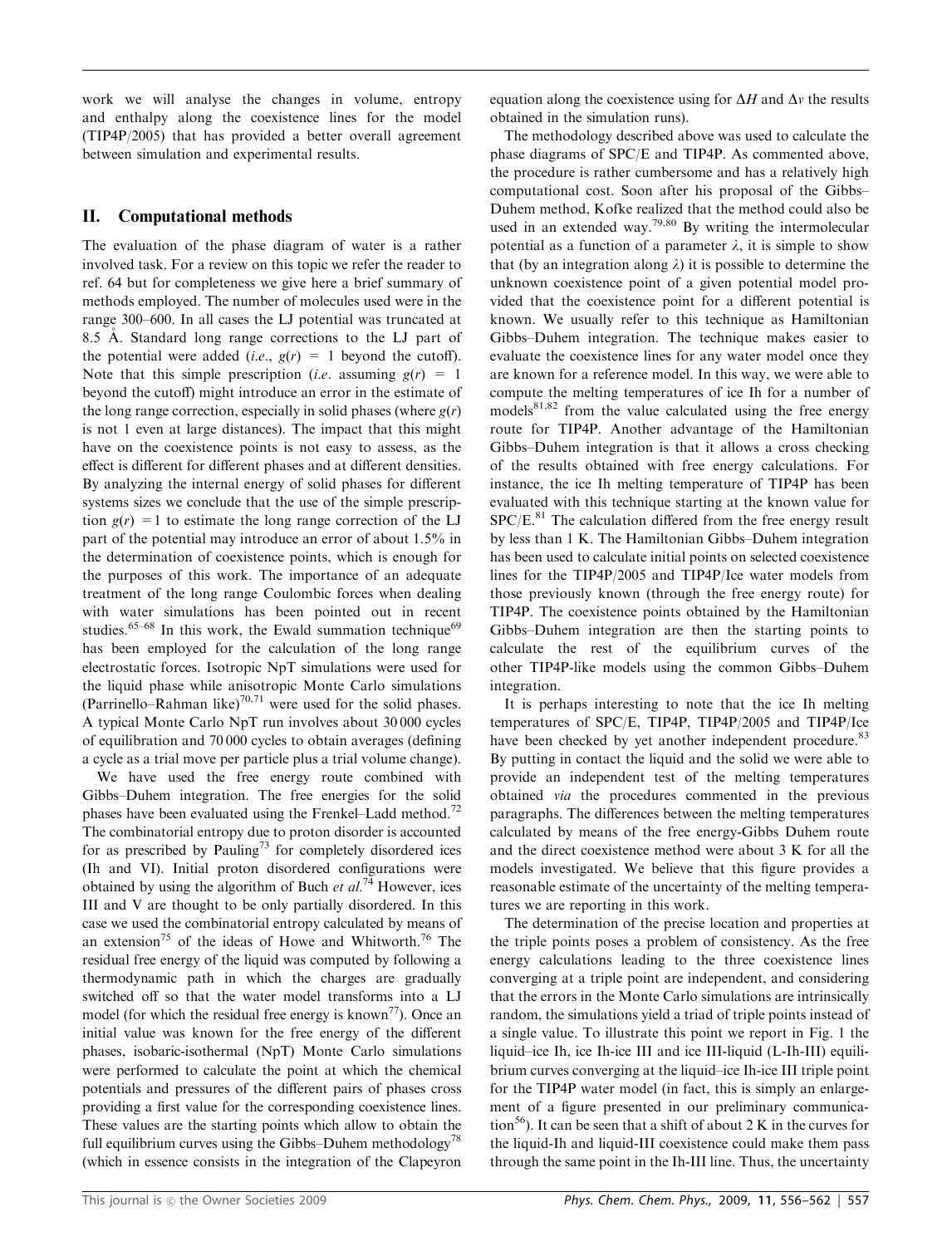work we will analyse the changes in volume, entropy and enthalpy along the coexistence lines for the model (TIP4P/2005) that has provided a better overall agreement between simulation and experimental results.

## II. Computational methods

The evaluation of the phase diagram of water is a rather involved task. For a review on this topic we refer the reader to ref. 64 but for completeness we give here a brief summary of methods employed. The number of molecules used were in the range 300–600. In all cases the LJ potential was truncated at 8.5 Å. Standard long range corrections to the LJ part of the potential were added (*i.e.*, $g(r)$ = 1 beyond the cutoff). Note that this simple prescription (*i.e.* assuming $g(r)$ = 1 beyond the cutoff) might introduce an error in the estimate of the long range correction, especially in solid phases (where $g(r)$ is not 1 even at large distances). The impact that this might have on the coexistence points is not easy to assess, as the effect is different for different phases and at different densities. By analyzing the internal energy of solid phases for different systems sizes we conclude that the use of the simple prescription $g(r)$ = 1 to estimate the long range correction of the LJ part of the potential may introduce an error of about 1.5% in the determination of coexistence points, which is enough for the purposes of this work. The importance of an adequate treatment of the long range Coulombic forces when dealing with water simulations has been pointed out in recent studies.[65–68] In this work, the Ewald summation technique[69] has been employed for the calculation of the long range electrostatic forces. Isotropic NpT simulations were used for the liquid phase while anisotropic Monte Carlo simulations (Parrinello–Rahman like)[70,71] were used for the solid phases. A typical Monte Carlo NpT run involves about 30 000 cycles of equilibration and 70 000 cycles to obtain averages (defining a cycle as a trial move per particle plus a trial volume change).

We have used the free energy route combined with Gibbs–Duhem integration. The free energies for the solid phases have been evaluated using the Frenkel–Ladd method.[72] The combinatorial entropy due to proton disorder is accounted for as prescribed by Pauling[73] for completely disordered ices (Ih and VI). Initial proton disordered configurations were obtained by using the algorithm of Buch *et al.*[74] However, ices III and V are thought to be only partially disordered. In this case we used the combinatorial entropy calculated by means of an extension[75] of the ideas of Howe and Whitworth.[76] The residual free energy of the liquid was computed by following a thermodynamic path in which the charges are gradually switched off so that the water model transforms into a LJ model (for which the residual free energy is known[77]). Once an initial value was known for the free energy of the different phases, isobaric-isothermal (NpT) Monte Carlo simulations were performed to calculate the point at which the chemical potentials and pressures of the different pairs of phases cross providing a first value for the corresponding coexistence lines. These values are the starting points which allow to obtain the full equilibrium curves using the Gibbs–Duhem methodology[78] (which in essence consists in the integration of the Clapeyron equation along the coexistence using for $\Delta H$ and $\Delta v$ the results obtained in the simulation runs).

The methodology described above was used to calculate the phase diagrams of SPC/E and TIP4P. As commented above, the procedure is rather cumbersome and has a relatively high computational cost. Soon after his proposal of the Gibbs–Duhem method, Kofke realized that the method could also be used in an extended way.[79,80] By writing the intermolecular potential as a function of a parameter $\lambda$, it is simple to show that (by an integration along $\lambda$) it is possible to determine the unknown coexistence point of a given potential model provided that the coexistence point for a different potential is known. We usually refer to this technique as Hamiltonian Gibbs–Duhem integration. The technique makes easier to evaluate the coexistence lines for any water model once they are known for a reference model. In this way, we were able to compute the melting temperatures of ice Ih for a number of models[81,82] from the value calculated using the free energy route for TIP4P. Another advantage of the Hamiltonian Gibbs–Duhem integration is that it allows a cross checking of the results obtained with free energy calculations. For instance, the ice Ih melting temperature of TIP4P has been evaluated with this technique starting at the known value for SPC/E.[81] The calculation differed from the free energy result by less than 1 K. The Hamiltonian Gibbs–Duhem integration has been used to calculate initial points on selected coexistence lines for the TIP4P/2005 and TIP4P/Ice water models from those previously known (through the free energy route) for TIP4P. The coexistence points obtained by the Hamiltonian Gibbs–Duhem integration are then the starting points to calculate the rest of the equilibrium curves of the other TIP4P-like models using the common Gibbs–Duhem integration.

It is perhaps interesting to note that the ice Ih melting temperatures of SPC/E, TIP4P, TIP4P/2005 and TIP4P/Ice have been checked by yet another independent procedure.[83] By putting in contact the liquid and the solid we were able to provide an independent test of the melting temperatures obtained *via* the procedures commented in the previous paragraphs. The differences between the melting temperatures calculated by means of the free energy-Gibbs Duhem route and the direct coexistence method were about 3 K for all the models investigated. We believe that this figure provides a reasonable estimate of the uncertainty of the melting temperatures we are reporting in this work.

The determination of the precise location and properties at the triple points poses a problem of consistency. As the free energy calculations leading to the three coexistence lines converging at a triple point are independent, and considering that the errors in the Monte Carlo simulations are intrinsically random, the simulations yield a triad of triple points instead of a single value. To illustrate this point we report in Fig. 1 the liquid–ice Ih, ice Ih-ice III and ice III-liquid (L-Ih-III) equilibrium curves converging at the liquid–ice Ih-ice III triple point for the TIP4P water model (in fact, this is simply an enlargement of a figure presented in our preliminary communication[56]). It can be seen that a shift of about 2 K in the curves for the liquid-Ih and liquid-III coexistence could make them pass through the same point in the Ih-III line. Thus, the uncertainty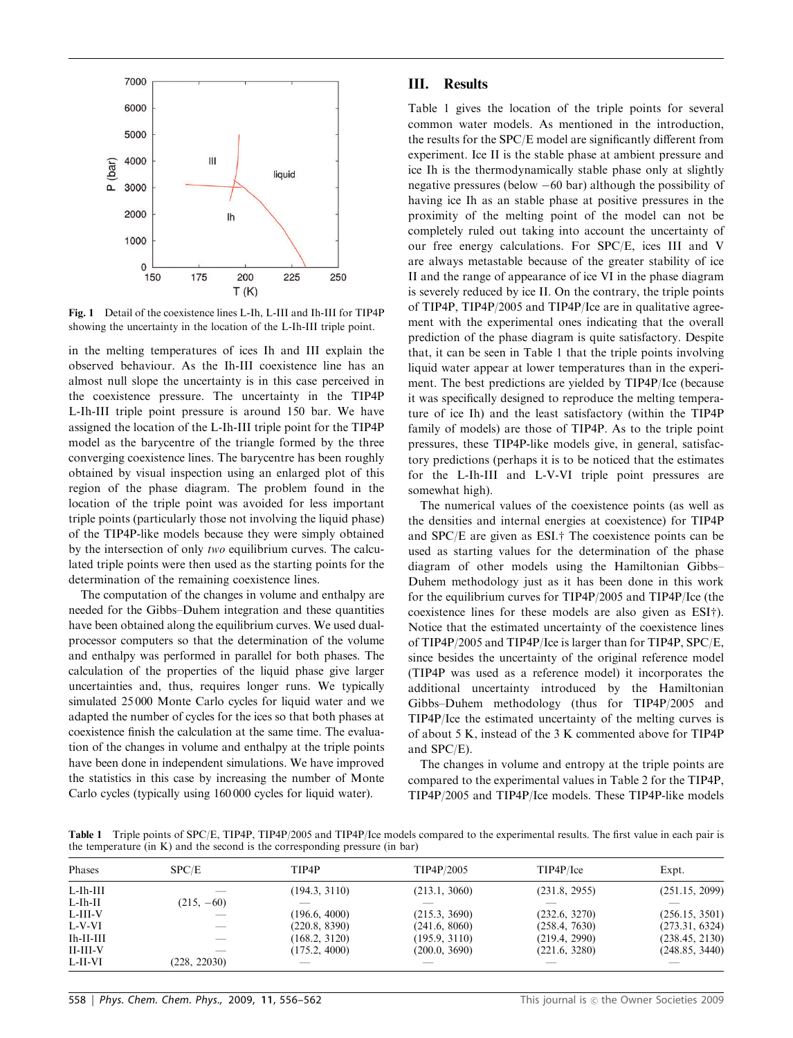Fig. 1 Detail of the coexistence lines L-Ih, L-III and Ih-III for TIP4P showing the uncertainty in the location of the L-Ih-III triple point.

in the melting temperatures of ices Ih and III explain the observed behaviour. As the Ih-III coexistence line has an almost null slope the uncertainty is in this case perceived in the coexistence pressure. The uncertainty in the TIP4P L-Ih-III triple point pressure is around 150 bar. We have assigned the location of the L-Ih-III triple point for the TIP4P model as the barycentre of the triangle formed by the three converging coexistence lines. The barycentre has been roughly obtained by visual inspection using an enlarged plot of this region of the phase diagram. The problem found in the location of the triple point was avoided for less important triple points (particularly those not involving the liquid phase) of the TIP4P-like models because they were simply obtained by the intersection of only *two* equilibrium curves. The calculated triple points were then used as the starting points for the determination of the remaining coexistence lines.

The computation of the changes in volume and enthalpy are needed for the Gibbs–Duhem integration and these quantities have been obtained along the equilibrium curves. We used dual-processor computers so that the determination of the volume and enthalpy was performed in parallel for both phases. The calculation of the properties of the liquid phase give larger uncertainties and, thus, requires longer runs. We typically simulated 25 000 Monte Carlo cycles for liquid water and we adapted the number of cycles for the ices so that both phases at coexistence finish the calculation at the same time. The evaluation of the changes in volume and enthalpy at the triple points have been done in independent simulations. We have improved the statistics in this case by increasing the number of Monte Carlo cycles (typically using 160 000 cycles for liquid water).

## III. Results

Table 1 gives the location of the triple points for several common water models. As mentioned in the introduction, the results for the SPC/E model are significantly different from experiment. Ice II is the stable phase at ambient pressure and ice Ih is the thermodynamically stable phase only at slightly negative pressures (below −60 bar) although the possibility of having ice Ih as an stable phase at positive pressures in the proximity of the melting point of the model can not be completely ruled out taking into account the uncertainty of our free energy calculations. For SPC/E, ices III and V are always metastable because of the greater stability of ice II and the range of appearance of ice VI in the phase diagram is severely reduced by ice II. On the contrary, the triple points of TIP4P, TIP4P/2005 and TIP4P/Ice are in qualitative agreement with the experimental ones indicating that the overall prediction of the phase diagram is quite satisfactory. Despite that, it can be seen in Table 1 that the triple points involving liquid water appear at lower temperatures than in the experiment. The best predictions are yielded by TIP4P/Ice (because it was specifically designed to reproduce the melting temperature of ice Ih) and the least satisfactory (within the TIP4P family of models) are those of TIP4P. As to the triple point pressures, these TIP4P-like models give, in general, satisfactory predictions (perhaps it is to be noticed that the estimates for the L-Ih-III and L-V-VI triple point pressures are somewhat high).

The numerical values of the coexistence points (as well as the densities and internal energies at coexistence) for TIP4P and SPC/E are given as ESI.† The coexistence points can be used as starting values for the determination of the phase diagram of other models using the Hamiltonian Gibbs–Duhem methodology just as it has been done in this work for the equilibrium curves for TIP4P/2005 and TIP4P/Ice (the coexistence lines for these models are also given as ESI†). Notice that the estimated uncertainty of the coexistence lines of TIP4P/2005 and TIP4P/Ice is larger than for TIP4P, SPC/E, since besides the uncertainty of the original reference model (TIP4P was used as a reference model) it incorporates the additional uncertainty introduced by the Hamiltonian Gibbs–Duhem methodology (thus for TIP4P/2005 and TIP4P/Ice the estimated uncertainty of the melting curves is of about 5 K, instead of the 3 K commented above for TIP4P and SPC/E).

The changes in volume and entropy at the triple points are compared to the experimental values in Table 2 for the TIP4P, TIP4P/2005 and TIP4P/Ice models. These TIP4P-like models

**Table 1** Triple points of SPC/E, TIP4P, TIP4P/2005 and TIP4P/Ice models compared to the experimental results. The first value in each pair is the temperature (in K) and the second is the corresponding pressure (in bar)

| Phases | SPC/E | TIP4P | TIP4P/2005 | TIP4P/Ice | Expt. |
|---|---|---|---|---|---|
| L-Ih-III | — | (194.3, 3110) | (213.1, 3060) | (231.8, 2955) | (251.15, 2099) |
| L-Ih-II | (215, −60) | — | — | — | — |
| L-III-V | — | (196.6, 4000) | (215.3, 3690) | (232.6, 3270) | (256.15, 3501) |
| L-V-VI | — | (220.8, 8390) | (241.6, 8060) | (258.4, 7630) | (273.31, 6324) |
| Ih-II-III | — | (168.2, 3120) | (195.9, 3110) | (219.4, 2990) | (238.45, 2130) |
| II-III-V | — | (175.2, 4000) | (200.0, 3690) | (221.6, 3280) | (248.85, 3440) |
| L-II-VI | (228, 22030) | — | — | — | — |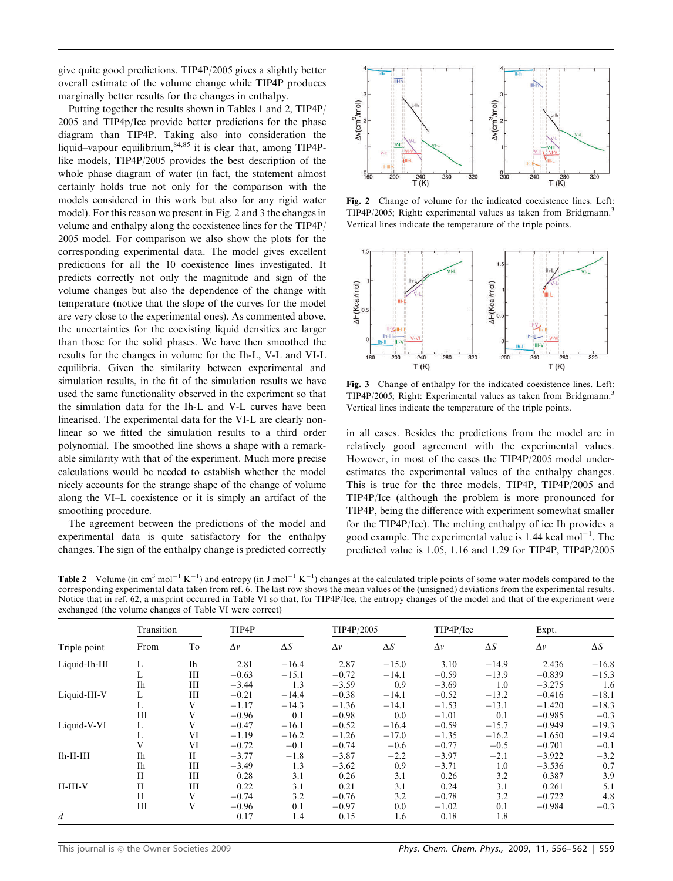give quite good predictions. TIP4P/2005 gives a slightly better overall estimate of the volume change while TIP4P produces marginally better results for the changes in enthalpy.

Putting together the results shown in Tables 1 and 2, TIP4P/2005 and TIP4p/Ice provide better predictions for the phase diagram than TIP4P. Taking also into consideration the liquid–vapour equilibrium,[84,85] it is clear that, among TIP4P-like models, TIP4P/2005 provides the best description of the whole phase diagram of water (in fact, the statement almost certainly holds true not only for the comparison with the models considered in this work but also for any rigid water model). For this reason we present in Fig. 2 and 3 the changes in volume and enthalpy along the coexistence lines for the TIP4P/2005 model. For comparison we also show the plots for the corresponding experimental data. The model gives excellent predictions for all the 10 coexistence lines investigated. It predicts correctly not only the magnitude and sign of the volume changes but also the dependence of the change with temperature (notice that the slope of the curves for the model are very close to the experimental ones). As commented above, the uncertainties for the coexisting liquid densities are larger than those for the solid phases. We have then smoothed the results for the changes in volume for the Ih-L, V-L and VI-L equilibria. Given the similarity between experimental and simulation results, in the fit of the simulation results we have used the same functionality observed in the experiment so that the simulation data for the Ih-L and V-L curves have been linearised. The experimental data for the VI-L are clearly non-linear so we fitted the simulation results to a third order polynomial. The smoothed line shows a shape with a remarkable similarity with that of the experiment. Much more precise calculations would be needed to establish whether the model nicely accounts for the strange shape of the change of volume along the VI–L coexistence or it is simply an artifact of the smoothing procedure.

The agreement between the predictions of the model and experimental data is quite satisfactory for the enthalpy changes. The sign of the enthalpy change is predicted correctly in all cases. Besides the predictions from the model are in relatively good agreement with the experimental values. However, in most of the cases the TIP4P/2005 model underestimates the experimental values of the enthalpy changes. This is true for the three models, TIP4P, TIP4P/2005 and TIP4P/Ice (although the problem is more pronounced for TIP4P, being the difference with experiment somewhat smaller for the TIP4P/Ice). The melting enthalpy of ice Ih provides a good example. The experimental value is 1.44 kcal mol$^{-1}$. The predicted value is 1.05, 1.16 and 1.29 for TIP4P, TIP4P/2005

**Fig. 2** Change of volume for the indicated coexistence lines. Left: TIP4P/2005; Right: experimental values as taken from Bridgmann.[3] Vertical lines indicate the temperature of the triple points.

**Fig. 3** Change of enthalpy for the indicated coexistence lines. Left: TIP4P/2005; Right: Experimental values as taken from Bridgmann.[3] Vertical lines indicate the temperature of the triple points.

**Table 2** Volume (in cm$^3$ mol$^{-1}$ K$^{-1}$) and entropy (in J mol$^{-1}$ K$^{-1}$) changes at the calculated triple points of some water models compared to the corresponding experimental data taken from ref. 6. The last row shows the mean values of the (unsigned) deviations from the experimental results. Notice that in ref. 62, a misprint occurred in Table VI so that, for TIP4P/Ice, the entropy changes of the model and that of the experiment were exchanged (the volume changes of Table VI were correct)

| | Transition | | TIP4P | | TIP4P/2005 | | TIP4P/Ice | | Expt. | |
|---|---|---|---|---|---|---|---|---|---|---|
| Triple point | From | To | $\Delta v$ | $\Delta S$ | $\Delta v$ | $\Delta S$ | $\Delta v$ | $\Delta S$ | $\Delta v$ | $\Delta S$ |
| Liquid-Ih-III | L | Ih | 2.81 | −16.4 | 2.87 | −15.0 | 3.10 | −14.9 | 2.436 | −16.8 |
| | L | III | −0.63 | −15.1 | −0.72 | −14.1 | −0.59 | −13.9 | −0.839 | −15.3 |
| | Ih | III | −3.44 | 1.3 | −3.59 | 0.9 | −3.69 | 1.0 | −3.275 | 1.6 |
| Liquid-III-V | L | III | −0.21 | −14.4 | −0.38 | −14.1 | −0.52 | −13.2 | −0.416 | −18.1 |
| | L | V | −1.17 | −14.3 | −1.36 | −14.1 | −1.53 | −13.1 | −1.420 | −18.3 |
| | III | V | −0.96 | 0.1 | −0.98 | 0.0 | −1.01 | 0.1 | −0.985 | −0.3 |
| Liquid-V-VI | L | V | −0.47 | −16.1 | −0.52 | −16.4 | −0.59 | −15.7 | −0.949 | −19.3 |
| | L | VI | −1.19 | −16.2 | −1.26 | −17.0 | −1.35 | −16.2 | −1.650 | −19.4 |
| | V | VI | −0.72 | −0.1 | −0.74 | −0.6 | −0.77 | −0.5 | −0.701 | −0.1 |
| Ih-II-III | Ih | II | −3.77 | −1.8 | −3.87 | −2.2 | −3.97 | −2.1 | −3.922 | −3.2 |
| | Ih | III | −3.49 | 1.3 | −3.62 | 0.9 | −3.71 | 1.0 | −3.536 | 0.7 |
| | II | III | 0.28 | 3.1 | 0.26 | 3.1 | 0.26 | 3.2 | 0.387 | 3.9 |
| II-III-V | II | III | 0.22 | 3.1 | 0.21 | 3.1 | 0.24 | 3.1 | 0.261 | 5.1 |
| | II | V | −0.74 | 3.2 | −0.76 | 3.2 | −0.78 | 3.2 | −0.722 | 4.8 |
| | III | V | −0.96 | 0.1 | −0.97 | 0.0 | −1.02 | 0.1 | −0.984 | −0.3 |
| $\bar{d}$ | | | 0.17 | 1.4 | 0.15 | 1.6 | 0.18 | 1.8 | | |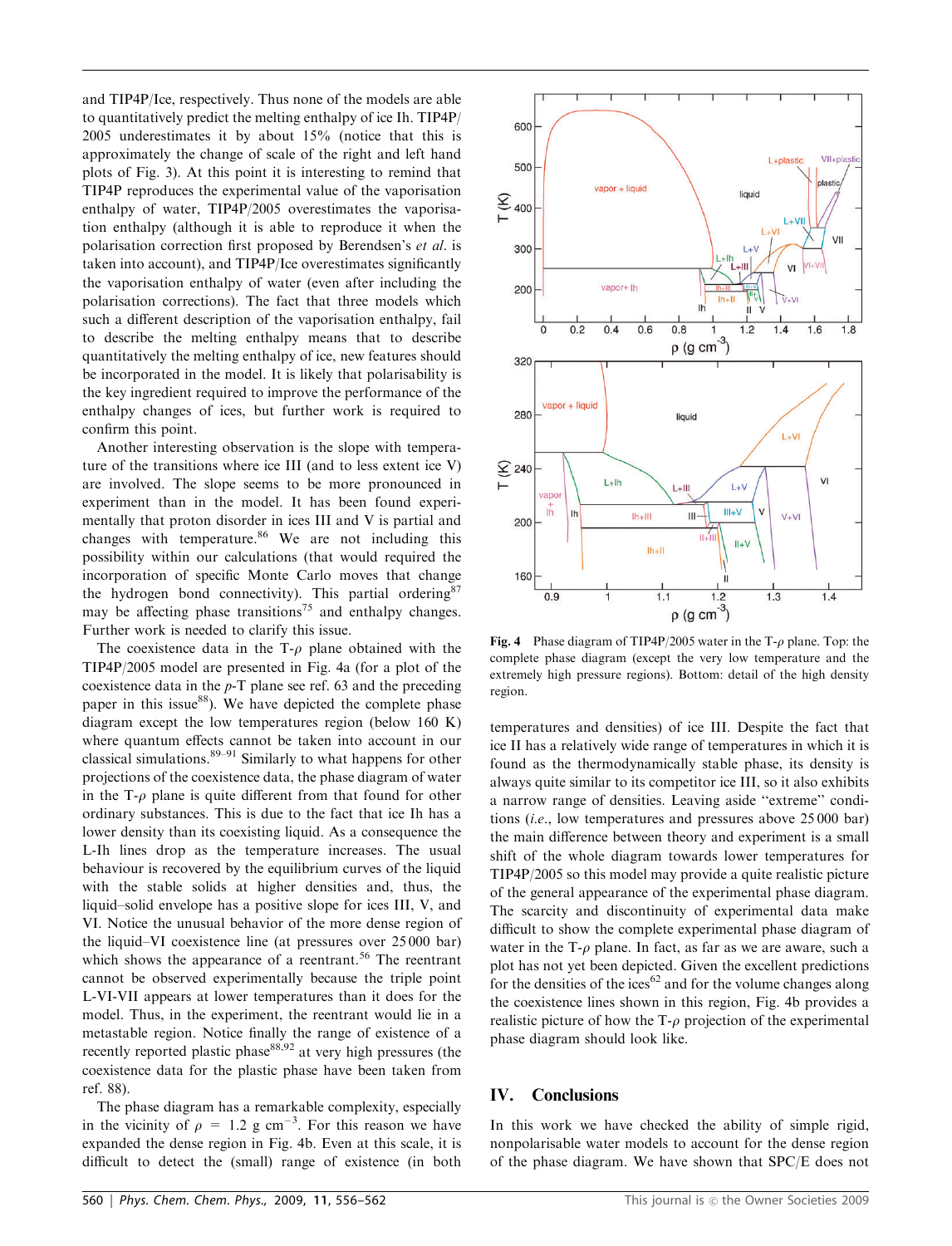and TIP4P/Ice, respectively. Thus none of the models are able to quantitatively predict the melting enthalpy of ice Ih. TIP4P/2005 underestimates it by about 15% (notice that this is approximately the change of scale of the right and left hand plots of Fig. 3). At this point it is interesting to remind that TIP4P reproduces the experimental value of the vaporisation enthalpy of water, TIP4P/2005 overestimates the vaporisation enthalpy (although it is able to reproduce it when the polarisation correction first proposed by Berendsen's *et al.* is taken into account), and TIP4P/Ice overestimates significantly the vaporisation enthalpy of water (even after including the polarisation corrections). The fact that three models which such a different description of the vaporisation enthalpy, fail to describe the melting enthalpy means that to describe quantitatively the melting enthalpy of ice, new features should be incorporated in the model. It is likely that polarisability is the key ingredient required to improve the performance of the enthalpy changes of ices, but further work is required to confirm this point.

Another interesting observation is the slope with temperature of the transitions where ice III (and to less extent ice V) are involved. The slope seems to be more pronounced in experiment than in the model. It has been found experimentally that proton disorder in ices III and V is partial and changes with temperature.[86] We are not including this possibility within our calculations (that would required the incorporation of specific Monte Carlo moves that change the hydrogen bond connectivity). This partial ordering[87] may be affecting phase transitions[75] and enthalpy changes. Further work is needed to clarify this issue.

The coexistence data in the T-$\rho$ plane obtained with the TIP4P/2005 model are presented in Fig. 4a (for a plot of the coexistence data in the $p$-T plane see ref. 63 and the preceding paper in this issue[88]). We have depicted the complete phase diagram except the low temperatures region (below 160 K) where quantum effects cannot be taken into account in our classical simulations.[89–91] Similarly to what happens for other projections of the coexistence data, the phase diagram of water in the T-$\rho$ plane is quite different from that found for other ordinary substances. This is due to the fact that ice Ih has a lower density than its coexisting liquid. As a consequence the L-Ih lines drop as the temperature increases. The usual behaviour is recovered by the equilibrium curves of the liquid with the stable solids at higher densities and, thus, the liquid–solid envelope has a positive slope for ices III, V, and VI. Notice the unusual behavior of the more dense region of the liquid–VI coexistence line (at pressures over 25 000 bar) which shows the appearance of a reentrant.[56] The reentrant cannot be observed experimentally because the triple point L-VI-VII appears at lower temperatures than it does for the model. Thus, in the experiment, the reentrant would lie in a metastable region. Notice finally the range of existence of a recently reported plastic phase[88,92] at very high pressures (the coexistence data for the plastic phase have been taken from ref. 88).

The phase diagram has a remarkable complexity, especially in the vicinity of $\rho$ = 1.2 g cm$^{-3}$. For this reason we have expanded the dense region in Fig. 4b. Even at this scale, it is difficult to detect the (small) range of existence (in both temperatures and densities) of ice III. Despite the fact that ice II has a relatively wide range of temperatures in which it is found as the thermodynamically stable phase, its density is always quite similar to its competitor ice III, so it also exhibits a narrow range of densities. Leaving aside "extreme" conditions (*i.e.*, low temperatures and pressures above 25 000 bar) the main difference between theory and experiment is a small shift of the whole diagram towards lower temperatures for TIP4P/2005 so this model may provide a quite realistic picture of the general appearance of the experimental phase diagram. The scarcity and discontinuity of experimental data make difficult to show the complete experimental phase diagram of water in the T-$\rho$ plane. In fact, as far as we are aware, such a plot has not yet been depicted. Given the excellent predictions for the densities of the ices[62] and for the volume changes along the coexistence lines shown in this region, Fig. 4b provides a realistic picture of how the T-$\rho$ projection of the experimental phase diagram should look like.

**Fig. 4** Phase diagram of TIP4P/2005 water in the T-$\rho$ plane. Top: the complete phase diagram (except the very low temperature and the extremely high pressure regions). Bottom: detail of the high density region.

## IV. Conclusions

In this work we have checked the ability of simple rigid, nonpolarisable water models to account for the dense region of the phase diagram. We have shown that SPC/E does not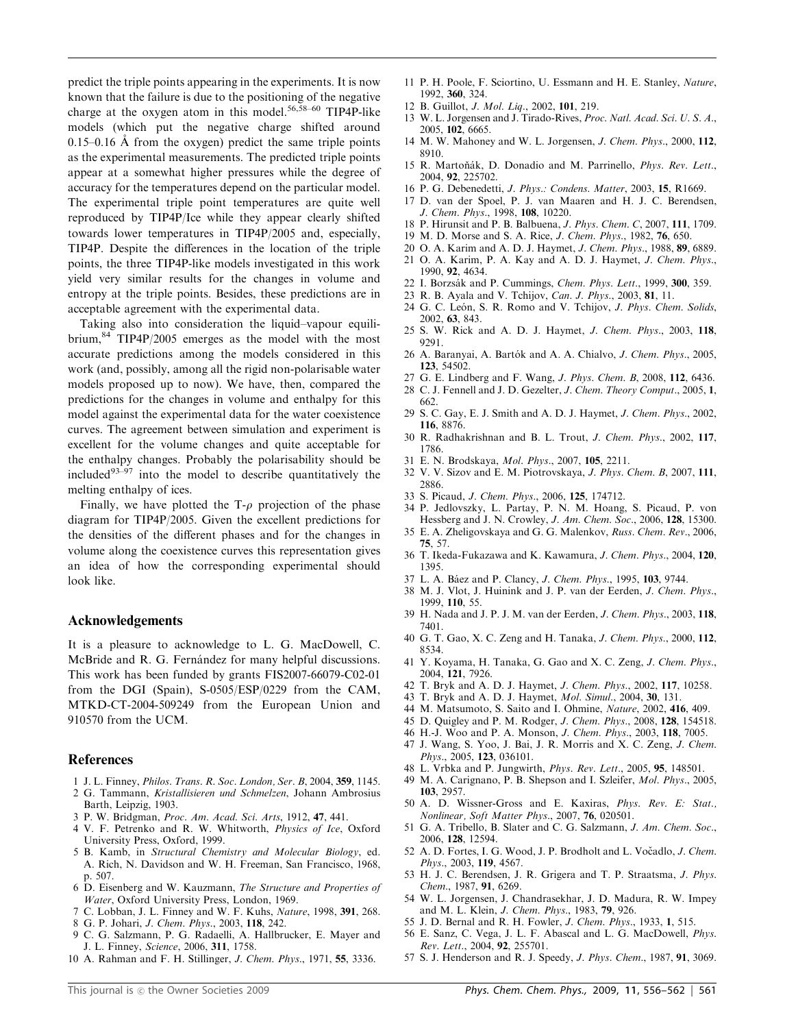predict the triple points appearing in the experiments. It is now known that the failure is due to the positioning of the negative charge at the oxygen atom in this model.[56,58–60] TIP4P-like models (which put the negative charge shifted around 0.15–0.16 Å from the oxygen) predict the same triple points as the experimental measurements. The predicted triple points appear at a somewhat higher pressures while the degree of accuracy for the temperatures depend on the particular model. The experimental triple point temperatures are quite well reproduced by TIP4P/Ice while they appear clearly shifted towards lower temperatures in TIP4P/2005 and, especially, TIP4P. Despite the differences in the location of the triple points, the three TIP4P-like models investigated in this work yield very similar results for the changes in volume and entropy at the triple points. Besides, these predictions are in acceptable agreement with the experimental data.

Taking also into consideration the liquid–vapour equilibrium,[84] TIP4P/2005 emerges as the model with the most accurate predictions among the models considered in this work (and, possibly, among all the rigid non-polarisable water models proposed up to now). We have, then, compared the predictions for the changes in volume and enthalpy for this model against the experimental data for the water coexistence curves. The agreement between simulation and experiment is excellent for the volume changes and quite acceptable for the enthalpy changes. Probably the polarisability should be included[93–97] into the model to describe quantitatively the melting enthalpy of ices.

Finally, we have plotted the T-$\rho$ projection of the phase diagram for TIP4P/2005. Given the excellent predictions for the densities of the different phases and for the changes in volume along the coexistence curves this representation gives an idea of how the corresponding experimental should look like.

## Acknowledgements

It is a pleasure to acknowledge to L. G. MacDowell, C. McBride and R. G. Fernández for many helpful discussions. This work has been funded by grants FIS2007-66079-C02-01 from the DGI (Spain), S-0505/ESP/0229 from the CAM, MTKD-CT-2004-509249 from the European Union and 910570 from the UCM.

## References

1. J. L. Finney, *Philos. Trans. R. Soc. London, Ser. B*, 2004, **359**, 1145.
2. G. Tammann, *Kristallisieren und Schmelzen*, Johann Ambrosius Barth, Leipzig, 1903.
3. P. W. Bridgman, *Proc. Am. Acad. Sci. Arts*, 1912, **47**, 441.
4. V. F. Petrenko and R. W. Whitworth, *Physics of Ice*, Oxford University Press, Oxford, 1999.
5. B. Kamb, in *Structural Chemistry and Molecular Biology*, ed. A. Rich, N. Davidson and W. H. Freeman, San Francisco, 1968, p. 507.
6. D. Eisenberg and W. Kauzmann, *The Structure and Properties of Water*, Oxford University Press, London, 1969.
7. C. Lobban, J. L. Finney and W. F. Kuhs, *Nature*, 1998, **391**, 268.
8. G. P. Johari, *J. Chem. Phys.*, 2003, **118**, 242.
9. C. G. Salzmann, P. G. Radaelli, A. Hallbrucker, E. Mayer and J. L. Finney, *Science*, 2006, **311**, 1758.
10. A. Rahman and F. H. Stillinger, *J. Chem. Phys.*, 1971, **55**, 3336.
11. P. H. Poole, F. Sciortino, U. Essmann and H. E. Stanley, *Nature*, 1992, **360**, 324.
12. B. Guillot, *J. Mol. Liq.*, 2002, **101**, 219.
13. W. L. Jorgensen and J. Tirado-Rives, *Proc. Natl. Acad. Sci. U. S. A.*, 2005, **102**, 6665.
14. M. W. Mahoney and W. L. Jorgensen, *J. Chem. Phys.*, 2000, **112**, 8910.
15. R. Martoňák, D. Donadio and M. Parrinello, *Phys. Rev. Lett.*, 2004, **92**, 225702.
16. P. G. Debenedetti, *J. Phys.: Condens. Matter*, 2003, **15**, R1669.
17. D. van der Spoel, P. J. van Maaren and H. J. C. Berendsen, *J. Chem. Phys.*, 1998, **108**, 10220.
18. P. Hirunsit and P. B. Balbuena, *J. Phys. Chem. C*, 2007, **111**, 1709.
19. M. D. Morse and S. A. Rice, *J. Chem. Phys.*, 1982, **76**, 650.
20. O. A. Karim and A. D. J. Haymet, *J. Chem. Phys.*, 1988, **89**, 6889.
21. O. A. Karim, P. A. Kay and A. D. J. Haymet, *J. Chem. Phys.*, 1990, **92**, 4634.
22. I. Borzsák and P. Cummings, *Chem. Phys. Lett.*, 1999, **300**, 359.
23. R. B. Ayala and V. Tchijov, *Can. J. Phys.*, 2003, **81**, 11.
24. G. C. León, S. R. Romo and V. Tchijov, *J. Phys. Chem. Solids*, 2002, **63**, 843.
25. S. W. Rick and A. D. J. Haymet, *J. Chem. Phys.*, 2003, **118**, 9291.
26. A. Baranyai, A. Bartók and A. A. Chialvo, *J. Chem. Phys.*, 2005, **123**, 54502.
27. G. E. Lindberg and F. Wang, *J. Phys. Chem. B*, 2008, **112**, 6436.
28. C. J. Fennell and J. D. Gezelter, *J. Chem. Theory Comput.*, 2005, **1**, 662.
29. S. C. Gay, E. J. Smith and A. D. J. Haymet, *J. Chem. Phys.*, 2002, **116**, 8876.
30. R. Radhakrishnan and B. L. Trout, *J. Chem. Phys.*, 2002, **117**, 1786.
31. E. N. Brodskaya, *Mol. Phys.*, 2007, **105**, 2211.
32. V. V. Sizov and E. M. Piotrovskaya, *J. Phys. Chem. B*, 2007, **111**, 2886.
33. S. Picaud, *J. Chem. Phys.*, 2006, **125**, 174712.
34. P. Jedlovszky, L. Partay, P. N. M. Hoang, S. Picaud, P. von Hessberg and J. N. Crowley, *J. Am. Chem. Soc.*, 2006, **128**, 15300.
35. E. A. Zheligovskaya and G. G. Malenkov, *Russ. Chem. Rev.*, 2006, **75**, 57.
36. T. Ikeda-Fukazawa and K. Kawamura, *J. Chem. Phys.*, 2004, **120**, 1395.
37. L. A. Báez and P. Clancy, *J. Chem. Phys.*, 1995, **103**, 9744.
38. M. J. Vlot, J. Huinink and J. P. van der Eerden, *J. Chem. Phys.*, 1999, **110**, 55.
39. H. Nada and J. P. J. M. van der Eerden, *J. Chem. Phys.*, 2003, **118**, 7401.
40. G. T. Gao, X. C. Zeng and H. Tanaka, *J. Chem. Phys.*, 2000, **112**, 8534.
41. Y. Koyama, H. Tanaka, G. Gao and X. C. Zeng, *J. Chem. Phys.*, 2004, **121**, 7926.
42. T. Bryk and A. D. J. Haymet, *J. Chem. Phys.*, 2002, **117**, 10258.
43. T. Bryk and A. D. J. Haymet, *Mol. Simul.*, 2004, **30**, 131.
44. M. Matsumoto, S. Saito and I. Ohmine, *Nature*, 2002, **416**, 409.
45. D. Quigley and P. M. Rodger, *J. Chem. Phys.*, 2008, **128**, 154518.
46. H.-J. Woo and P. A. Monson, *J. Chem. Phys.*, 2003, **118**, 7005.
47. J. Wang, S. Yoo, J. Bai, J. R. Morris and X. C. Zeng, *J. Chem. Phys.*, 2005, **123**, 036101.
48. L. Vrbka and P. Jungwirth, *Phys. Rev. Lett.*, 2005, **95**, 148501.
49. M. A. Carignano, P. B. Shepson and I. Szleifer, *Mol. Phys.*, 2005, **103**, 2957.
50. A. D. Wissner-Gross and E. Kaxiras, *Phys. Rev. E: Stat., Nonlinear, Soft Matter Phys.*, 2007, **76**, 020501.
51. G. A. Tribello, B. Slater and C. G. Salzmann, *J. Am. Chem. Soc.*, 2006, **128**, 12594.
52. A. D. Fortes, I. G. Wood, J. P. Brodholt and L. Vočadlo, *J. Chem. Phys.*, 2003, **119**, 4567.
53. H. J. C. Berendsen, J. R. Grigera and T. P. Straatsma, *J. Phys. Chem.*, 1987, **91**, 6269.
54. W. L. Jorgensen, J. Chandrasekhar, J. D. Madura, R. W. Impey and M. L. Klein, *J. Chem. Phys.*, 1983, **79**, 926.
55. J. D. Bernal and R. H. Fowler, *J. Chem. Phys.*, 1933, **1**, 515.
56. E. Sanz, C. Vega, J. L. F. Abascal and L. G. MacDowell, *Phys. Rev. Lett.*, 2004, **92**, 255701.
57. S. J. Henderson and R. J. Speedy, *J. Phys. Chem.*, 1987, **91**, 3069.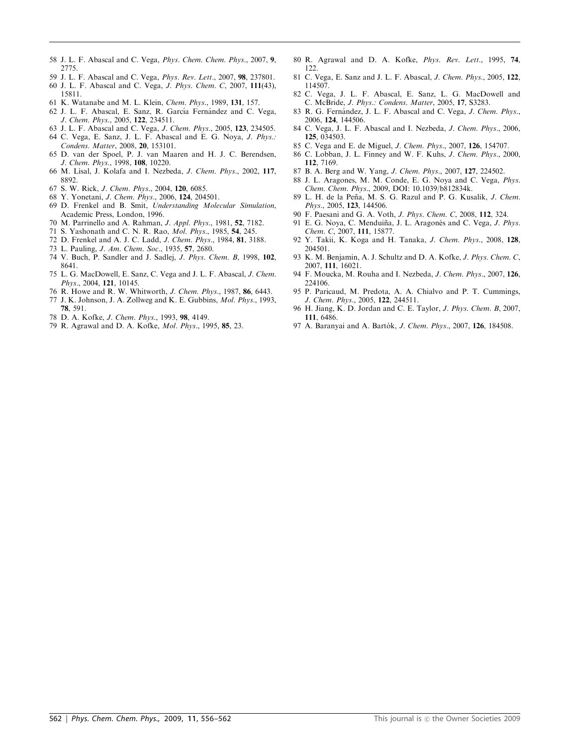58 J. L. F. Abascal and C. Vega, *Phys. Chem. Chem. Phys.*, 2007, **9**, 2775.

59 J. L. F. Abascal and C. Vega, *Phys. Rev. Lett.*, 2007, **98**, 237801.

60 J. L. F. Abascal and C. Vega, *J. Phys. Chem. C*, 2007, **111**(43), 15811.

61 K. Watanabe and M. L. Klein, *Chem. Phys.*, 1989, **131**, 157.

62 J. L. F. Abascal, E. Sanz, R. García Fernández and C. Vega, *J. Chem. Phys.*, 2005, **122**, 234511.

63 J. L. F. Abascal and C. Vega, *J. Chem. Phys.*, 2005, **123**, 234505.

64 C. Vega, E. Sanz, J. L. F. Abascal and E. G. Noya, *J. Phys.: Condens. Matter*, 2008, **20**, 153101.

65 D. van der Spoel, P. J. van Maaren and H. J. C. Berendsen, *J. Chem. Phys.*, 1998, **108**, 10220.

66 M. Lísal, J. Kolafa and I. Nezbeda, *J. Chem. Phys.*, 2002, **117**, 8892.

67 S. W. Rick, *J. Chem. Phys.*, 2004, **120**, 6085.

68 Y. Yonetani, *J. Chem. Phys.*, 2006, **124**, 204501.

69 D. Frenkel and B. Smit, *Understanding Molecular Simulation*, Academic Press, London, 1996.

70 M. Parrinello and A. Rahman, *J. Appl. Phys.*, 1981, **52**, 7182.

71 S. Yashonath and C. N. R. Rao, *Mol. Phys.*, 1985, **54**, 245.

72 D. Frenkel and A. J. C. Ladd, *J. Chem. Phys.*, 1984, **81**, 3188.

73 L. Pauling, *J. Am. Chem. Soc.*, 1935, **57**, 2680.

74 V. Buch, P. Sandler and J. Sadlej, *J. Phys. Chem. B*, 1998, **102**, 8641.

75 L. G. MacDowell, E. Sanz, C. Vega and J. L. F. Abascal, *J. Chem. Phys.*, 2004, **121**, 10145.

76 R. Howe and R. W. Whitworth, *J. Chem. Phys.*, 1987, **86**, 6443.

77 J. K. Johnson, J. A. Zollweg and K. E. Gubbins, *Mol. Phys.*, 1993, **78**, 591.

78 D. A. Kofke, *J. Chem. Phys.*, 1993, **98**, 4149.

79 R. Agrawal and D. A. Kofke, *Mol. Phys.*, 1995, **85**, 23.

80 R. Agrawal and D. A. Kofke, *Phys. Rev. Lett.*, 1995, **74**, 122.

81 C. Vega, E. Sanz and J. L. F. Abascal, *J. Chem. Phys.*, 2005, **122**, 114507.

82 C. Vega, J. L. F. Abascal, E. Sanz, L. G. MacDowell and C. McBride, *J. Phys.: Condens. Matter*, 2005, **17**, S3283.

83 R. G. Fernández, J. L. F. Abascal and C. Vega, *J. Chem. Phys.*, 2006, **124**, 144506.

84 C. Vega, J. L. F. Abascal and I. Nezbeda, *J. Chem. Phys.*, 2006, **125**, 034503.

85 C. Vega and E. de Miguel, *J. Chem. Phys.*, 2007, **126**, 154707.

86 C. Lobban, J. L. Finney and W. F. Kuhs, *J. Chem. Phys.*, 2000, **112**, 7169.

87 B. A. Berg and W. Yang, *J. Chem. Phys.*, 2007, **127**, 224502.

88 J. L. Aragones, M. M. Conde, E. G. Noya and C. Vega, *Phys. Chem. Chem. Phys.*, 2009, DOI: 10.1039/b812834k.

89 L. H. de la Peña, M. S. G. Razul and P. G. Kusalik, *J. Chem. Phys.*, 2005, **123**, 144506.

90 F. Paesani and G. A. Voth, *J. Phys. Chem. C*, 2008, **112**, 324.

91 E. G. Noya, C. Menduiña, J. L. Aragonés and C. Vega, *J. Phys. Chem. C*, 2007, **111**, 15877.

92 Y. Takii, K. Koga and H. Tanaka, *J. Chem. Phys.*, 2008, **128**, 204501.

93 K. M. Benjamin, A. J. Schultz and D. A. Kofke, *J. Phys. Chem. C*, 2007, **111**, 16021.

94 F. Moucka, M. Rouha and I. Nezbeda, *J. Chem. Phys.*, 2007, **126**, 224106.

95 P. Paricaud, M. Predota, A. A. Chialvo and P. T. Cummings, *J. Chem. Phys.*, 2005, **122**, 244511.

96 H. Jiang, K. D. Jordan and C. E. Taylor, *J. Phys. Chem. B*, 2007, **111**, 6486.

97 A. Baranyai and A. Bartók, *J. Chem. Phys.*, 2007, **126**, 184508.